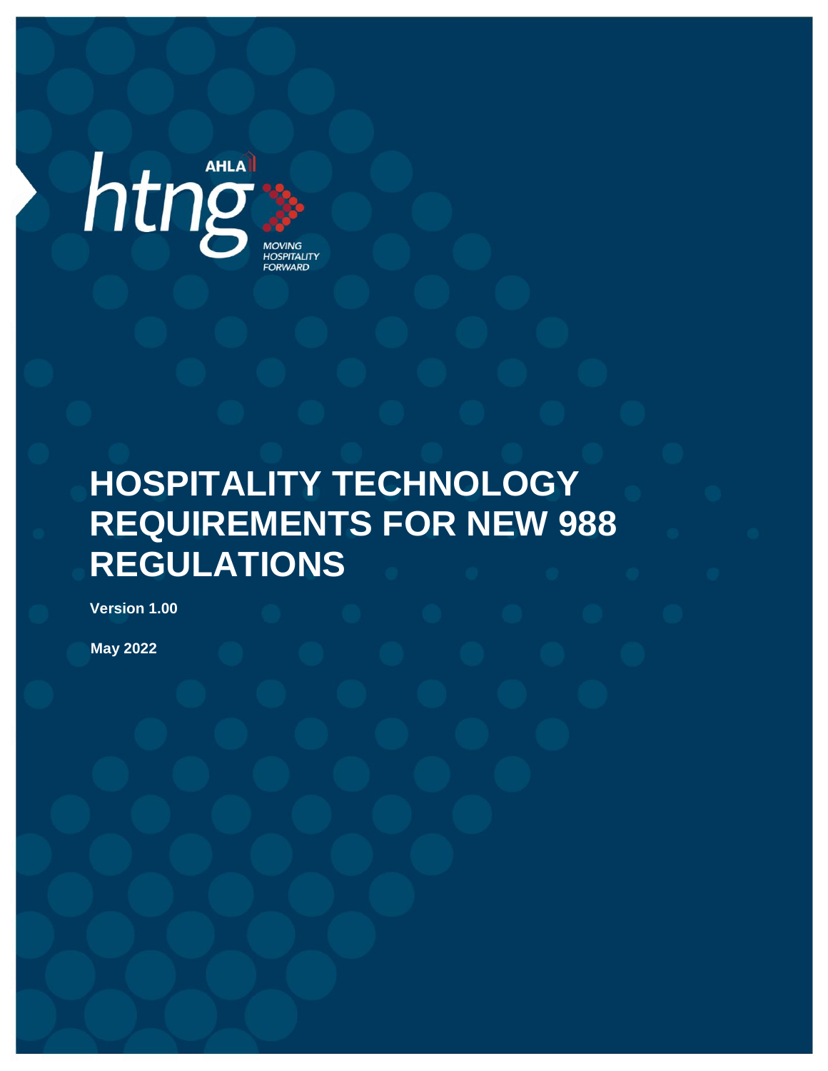AHLA

htng

MOVING HOSPITALITY FORWARD

# HOSPITALITY TECHNOLOGY REQUIREMENTS FOR NEW 988 REGULATIONS

**Version 1.00**

**May 2022**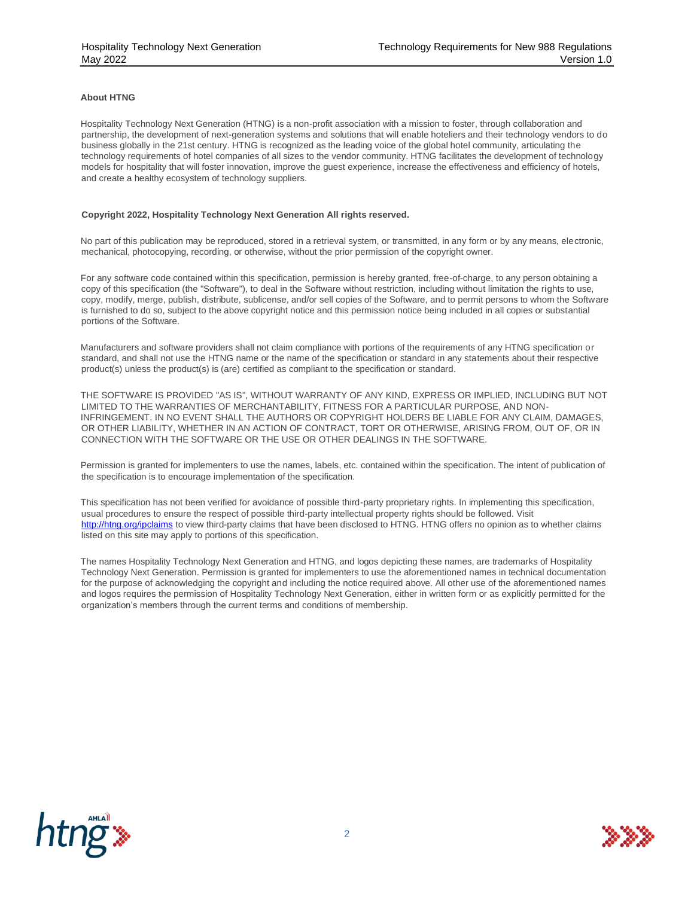**About HTNG**

Hospitality Technology Next Generation (HTNG) is a non-profit association with a mission to foster, through collaboration and partnership, the development of next-generation systems and solutions that will enable hoteliers and their technology vendors to do business globally in the 21st century. HTNG is recognized as the leading voice of the global hotel community, articulating the technology requirements of hotel companies of all sizes to the vendor community. HTNG facilitates the development of technology models for hospitality that will foster innovation, improve the guest experience, increase the effectiveness and efficiency of hotels, and create a healthy ecosystem of technology suppliers.

**Copyright 2022, Hospitality Technology Next Generation All rights reserved.**

No part of this publication may be reproduced, stored in a retrieval system, or transmitted, in any form or by any means, electronic, mechanical, photocopying, recording, or otherwise, without the prior permission of the copyright owner.

For any software code contained within this specification, permission is hereby granted, free-of-charge, to any person obtaining a copy of this specification (the "Software"), to deal in the Software without restriction, including without limitation the rights to use, copy, modify, merge, publish, distribute, sublicense, and/or sell copies of the Software, and to permit persons to whom the Software is furnished to do so, subject to the above copyright notice and this permission notice being included in all copies or substantial portions of the Software.

Manufacturers and software providers shall not claim compliance with portions of the requirements of any HTNG specification or standard, and shall not use the HTNG name or the name of the specification or standard in any statements about their respective product(s) unless the product(s) is (are) certified as compliant to the specification or standard.

THE SOFTWARE IS PROVIDED "AS IS", WITHOUT WARRANTY OF ANY KIND, EXPRESS OR IMPLIED, INCLUDING BUT NOT LIMITED TO THE WARRANTIES OF MERCHANTABILITY, FITNESS FOR A PARTICULAR PURPOSE, AND NON-INFRINGEMENT. IN NO EVENT SHALL THE AUTHORS OR COPYRIGHT HOLDERS BE LIABLE FOR ANY CLAIM, DAMAGES, OR OTHER LIABILITY, WHETHER IN AN ACTION OF CONTRACT, TORT OR OTHERWISE, ARISING FROM, OUT OF, OR IN CONNECTION WITH THE SOFTWARE OR THE USE OR OTHER DEALINGS IN THE SOFTWARE.

Permission is granted for implementers to use the names, labels, etc. contained within the specification. The intent of publication of the specification is to encourage implementation of the specification.

This specification has not been verified for avoidance of possible third-party proprietary rights. In implementing this specification, usual procedures to ensure the respect of possible third-party intellectual property rights should be followed. Visit http://htng.org/ipclaims to view third-party claims that have been disclosed to HTNG. HTNG offers no opinion as to whether claims listed on this site may apply to portions of this specification.

The names Hospitality Technology Next Generation and HTNG, and logos depicting these names, are trademarks of Hospitality Technology Next Generation. Permission is granted for implementers to use the aforementioned names in technical documentation for the purpose of acknowledging the copyright and including the notice required above. All other use of the aforementioned names and logos requires the permission of Hospitality Technology Next Generation, either in written form or as explicitly permitted for the organization's members through the current terms and conditions of membership.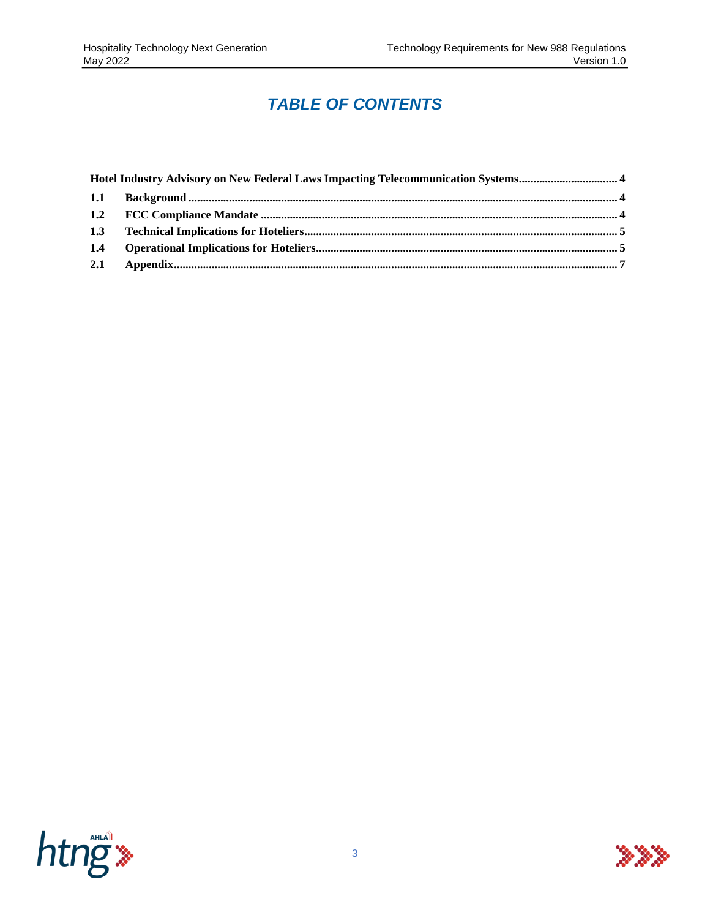# TABLE OF CONTENTS

Hotel Industry Advisory on New Federal Laws Impacting Telecommunication Systems.................................. 4

1.1 Background ......................................................................................................................................... 4

1.2 FCC Compliance Mandate .................................................................................................................. 4

1.3 Technical Implications for Hoteliers..................................................................................................... 5

1.4 Operational Implications for Hoteliers.................................................................................................. 5

2.1 Appendix.............................................................................................................................................. 7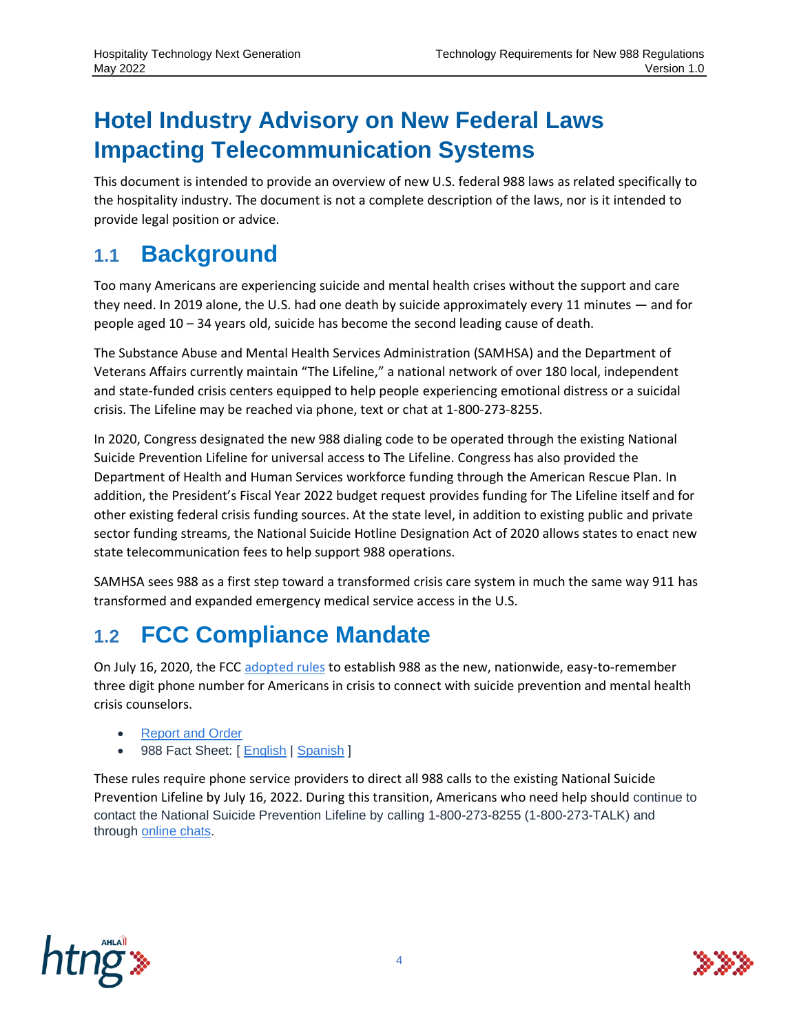# Hotel Industry Advisory on New Federal Laws Impacting Telecommunication Systems

This document is intended to provide an overview of new U.S. federal 988 laws as related specifically to the hospitality industry. The document is not a complete description of the laws, nor is it intended to provide legal position or advice.

## 1.1 Background

Too many Americans are experiencing suicide and mental health crises without the support and care they need. In 2019 alone, the U.S. had one death by suicide approximately every 11 minutes — and for people aged 10 – 34 years old, suicide has become the second leading cause of death.

The Substance Abuse and Mental Health Services Administration (SAMHSA) and the Department of Veterans Affairs currently maintain "The Lifeline," a national network of over 180 local, independent and state-funded crisis centers equipped to help people experiencing emotional distress or a suicidal crisis. The Lifeline may be reached via phone, text or chat at 1-800-273-8255.

In 2020, Congress designated the new 988 dialing code to be operated through the existing National Suicide Prevention Lifeline for universal access to The Lifeline. Congress has also provided the Department of Health and Human Services workforce funding through the American Rescue Plan. In addition, the President's Fiscal Year 2022 budget request provides funding for The Lifeline itself and for other existing federal crisis funding sources. At the state level, in addition to existing public and private sector funding streams, the National Suicide Hotline Designation Act of 2020 allows states to enact new state telecommunication fees to help support 988 operations.

SAMHSA sees 988 as a first step toward a transformed crisis care system in much the same way 911 has transformed and expanded emergency medical service access in the U.S.

## 1.2 FCC Compliance Mandate

On July 16, 2020, the FCC adopted rules to establish 988 as the new, nationwide, easy-to-remember three digit phone number for Americans in crisis to connect with suicide prevention and mental health crisis counselors.

- Report and Order
- 988 Fact Sheet: [ English | Spanish ]

These rules require phone service providers to direct all 988 calls to the existing National Suicide Prevention Lifeline by July 16, 2022. During this transition, Americans who need help should continue to contact the National Suicide Prevention Lifeline by calling 1-800-273-8255 (1-800-273-TALK) and through online chats.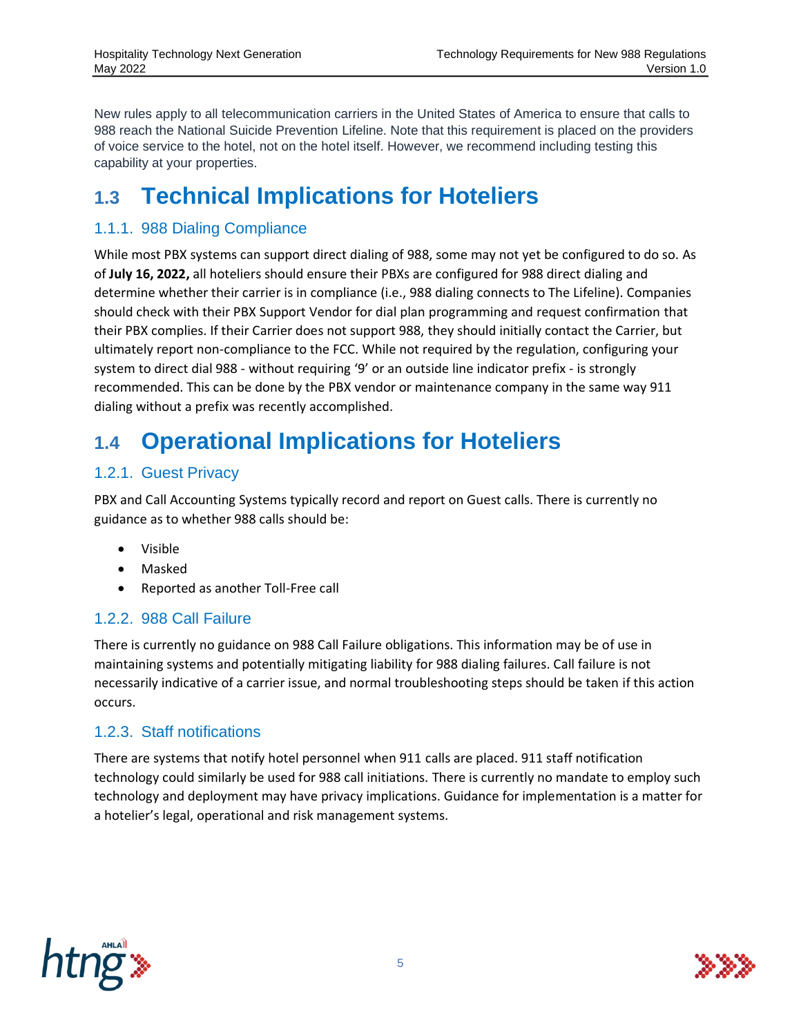New rules apply to all telecommunication carriers in the United States of America to ensure that calls to 988 reach the National Suicide Prevention Lifeline. Note that this requirement is placed on the providers of voice service to the hotel, not on the hotel itself. However, we recommend including testing this capability at your properties.

## 1.3 Technical Implications for Hoteliers

### 1.1.1. 988 Dialing Compliance

While most PBX systems can support direct dialing of 988, some may not yet be configured to do so. As of **July 16, 2022,** all hoteliers should ensure their PBXs are configured for 988 direct dialing and determine whether their carrier is in compliance (i.e., 988 dialing connects to The Lifeline). Companies should check with their PBX Support Vendor for dial plan programming and request confirmation that their PBX complies. If their Carrier does not support 988, they should initially contact the Carrier, but ultimately report non-compliance to the FCC. While not required by the regulation, configuring your system to direct dial 988 - without requiring '9' or an outside line indicator prefix - is strongly recommended. This can be done by the PBX vendor or maintenance company in the same way 911 dialing without a prefix was recently accomplished.

## 1.4 Operational Implications for Hoteliers

### 1.2.1. Guest Privacy

PBX and Call Accounting Systems typically record and report on Guest calls. There is currently no guidance as to whether 988 calls should be:

- Visible
- Masked
- Reported as another Toll-Free call

### 1.2.2. 988 Call Failure

There is currently no guidance on 988 Call Failure obligations. This information may be of use in maintaining systems and potentially mitigating liability for 988 dialing failures. Call failure is not necessarily indicative of a carrier issue, and normal troubleshooting steps should be taken if this action occurs.

### 1.2.3. Staff notifications

There are systems that notify hotel personnel when 911 calls are placed. 911 staff notification technology could similarly be used for 988 call initiations. There is currently no mandate to employ such technology and deployment may have privacy implications. Guidance for implementation is a matter for a hotelier's legal, operational and risk management systems.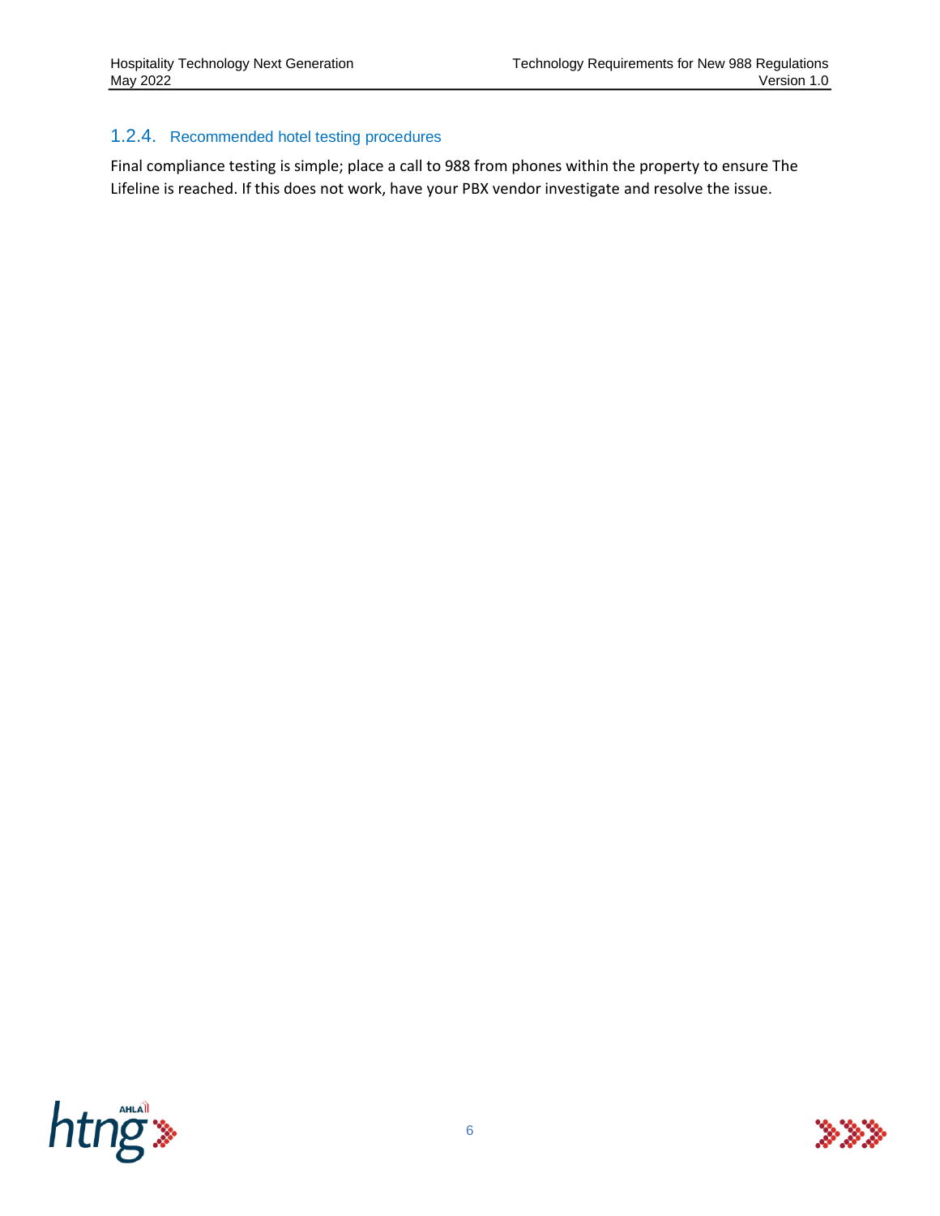### 1.2.4. Recommended hotel testing procedures

Final compliance testing is simple; place a call to 988 from phones within the property to ensure The Lifeline is reached. If this does not work, have your PBX vendor investigate and resolve the issue.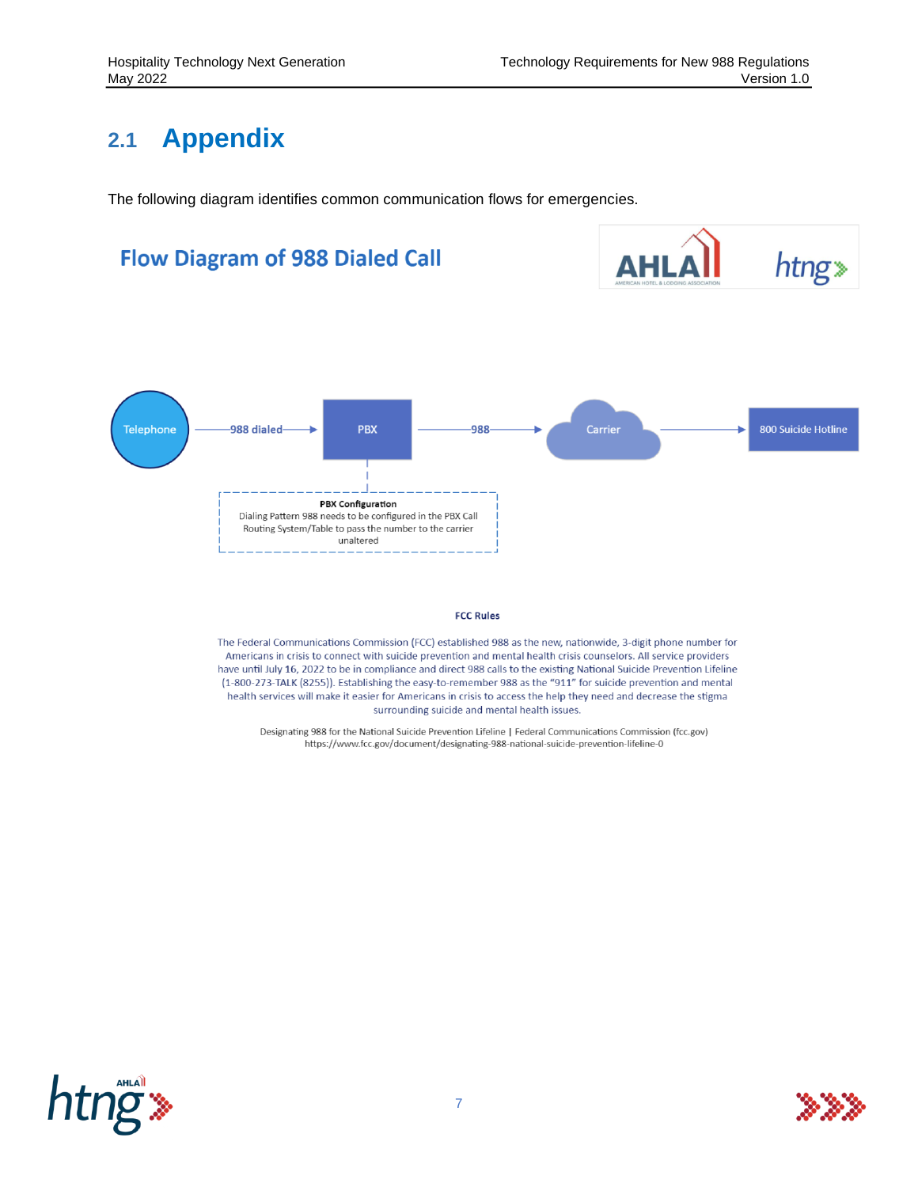## 2.1 Appendix

The following diagram identifies common communication flows for emergencies.

**Flow Diagram of 988 Dialed Call**

AHLA

AMERICAN HOTEL & LODGING ASSOCIATION

htng

Telephone

988 dialed

PBX

988

Carrier

800 Suicide Hotline

**PBX Configuration**
Dialing Pattern 988 needs to be configured in the PBX Call Routing System/Table to pass the number to the carrier unaltered

**FCC Rules**

The Federal Communications Commission (FCC) established 988 as the new, nationwide, 3-digit phone number for Americans in crisis to connect with suicide prevention and mental health crisis counselors. All service providers have until July 16, 2022 to be in compliance and direct 988 calls to the existing National Suicide Prevention Lifeline (1-800-273-TALK (8255)). Establishing the easy-to-remember 988 as the "911" for suicide prevention and mental health services will make it easier for Americans in crisis to access the help they need and decrease the stigma surrounding suicide and mental health issues.

Designating 988 for the National Suicide Prevention Lifeline | Federal Communications Commission (fcc.gov)
https://www.fcc.gov/document/designating-988-national-suicide-prevention-lifeline-0